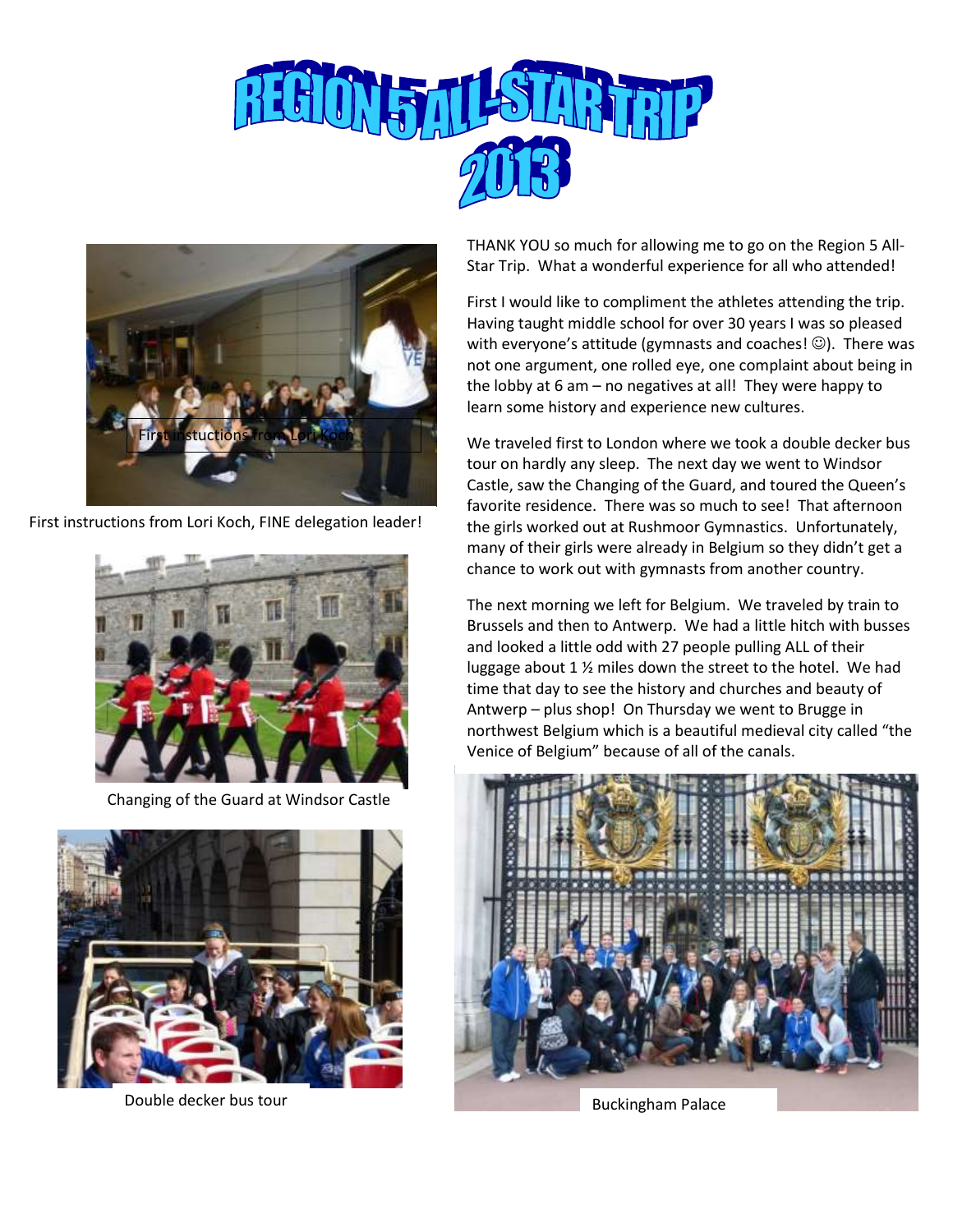# REGION 5 ALL-STAR TRIP 2013

First instructions from Lori Koch, FINE delegation leader!

Changing of the Guard at Windsor Castle

Double decker bus tour

THANK YOU so much for allowing me to go on the Region 5 All-Star Trip. What a wonderful experience for all who attended!

First I would like to compliment the athletes attending the trip. Having taught middle school for over 30 years I was so pleased with everyone's attitude (gymnasts and coaches! ☺). There was not one argument, one rolled eye, one complaint about being in the lobby at 6 am – no negatives at all! They were happy to learn some history and experience new cultures.

We traveled first to London where we took a double decker bus tour on hardly any sleep. The next day we went to Windsor Castle, saw the Changing of the Guard, and toured the Queen's favorite residence. There was so much to see! That afternoon the girls worked out at Rushmoor Gymnastics. Unfortunately, many of their girls were already in Belgium so they didn't get a chance to work out with gymnasts from another country.

The next morning we left for Belgium. We traveled by train to Brussels and then to Antwerp. We had a little hitch with busses and looked a little odd with 27 people pulling ALL of their luggage about 1 ½ miles down the street to the hotel. We had time that day to see the history and churches and beauty of Antwerp – plus shop! On Thursday we went to Brugge in northwest Belgium which is a beautiful medieval city called "the Venice of Belgium" because of all of the canals.

Buckingham Palace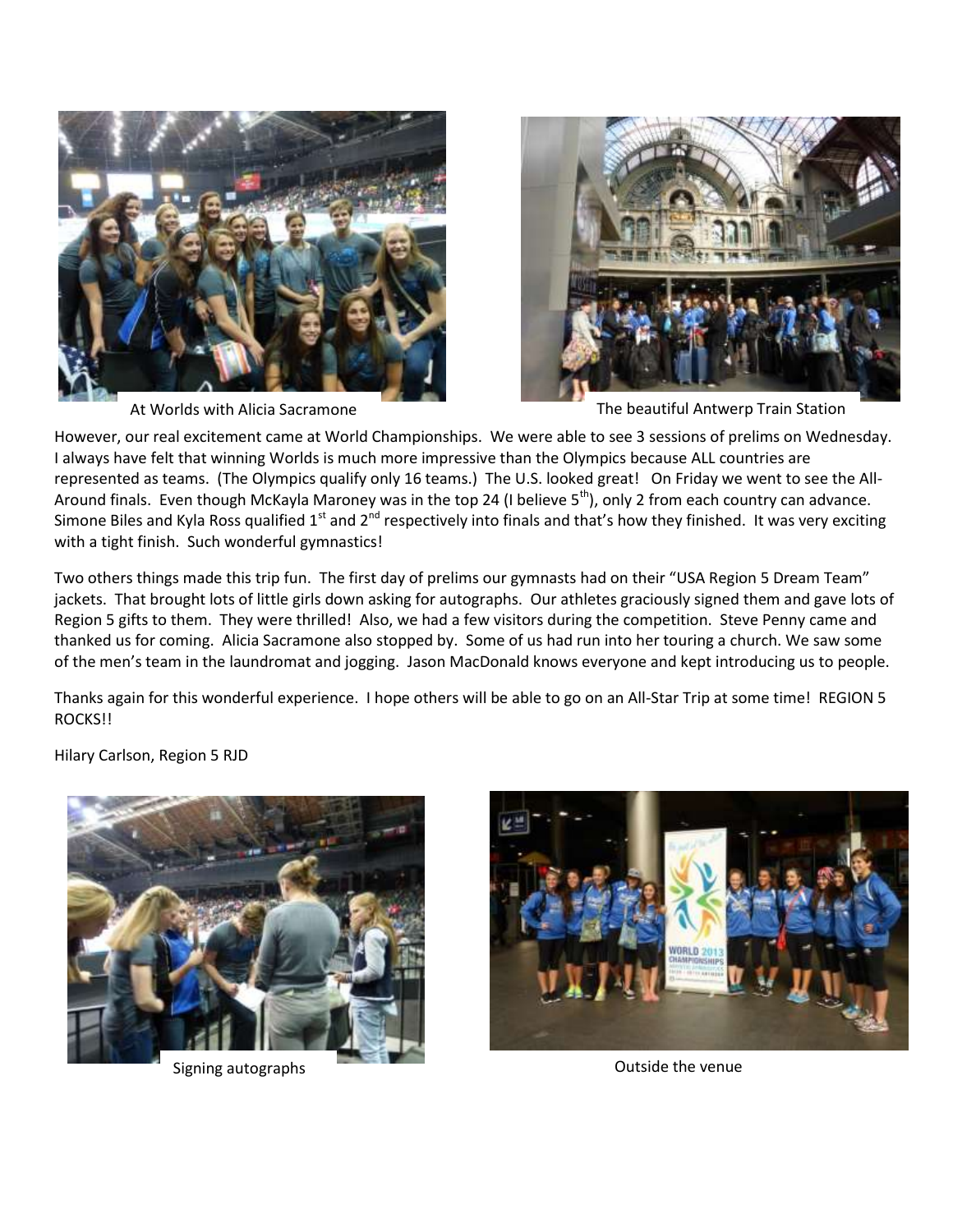At Worlds with Alicia Sacramone

The beautiful Antwerp Train Station

However, our real excitement came at World Championships. We were able to see 3 sessions of prelims on Wednesday. I always have felt that winning Worlds is much more impressive than the Olympics because ALL countries are represented as teams. (The Olympics qualify only 16 teams.) The U.S. looked great! On Friday we went to see the All-Around finals. Even though McKayla Maroney was in the top 24 (I believe 5th), only 2 from each country can advance. Simone Biles and Kyla Ross qualified 1st and 2nd respectively into finals and that's how they finished. It was very exciting with a tight finish. Such wonderful gymnastics!

Two others things made this trip fun. The first day of prelims our gymnasts had on their "USA Region 5 Dream Team" jackets. That brought lots of little girls down asking for autographs. Our athletes graciously signed them and gave lots of Region 5 gifts to them. They were thrilled! Also, we had a few visitors during the competition. Steve Penny came and thanked us for coming. Alicia Sacramone also stopped by. Some of us had run into her touring a church. We saw some of the men's team in the laundromat and jogging. Jason MacDonald knows everyone and kept introducing us to people.

Thanks again for this wonderful experience. I hope others will be able to go on an All-Star Trip at some time! REGION 5 ROCKS!!

Hilary Carlson, Region 5 RJD

Signing autographs

Outside the venue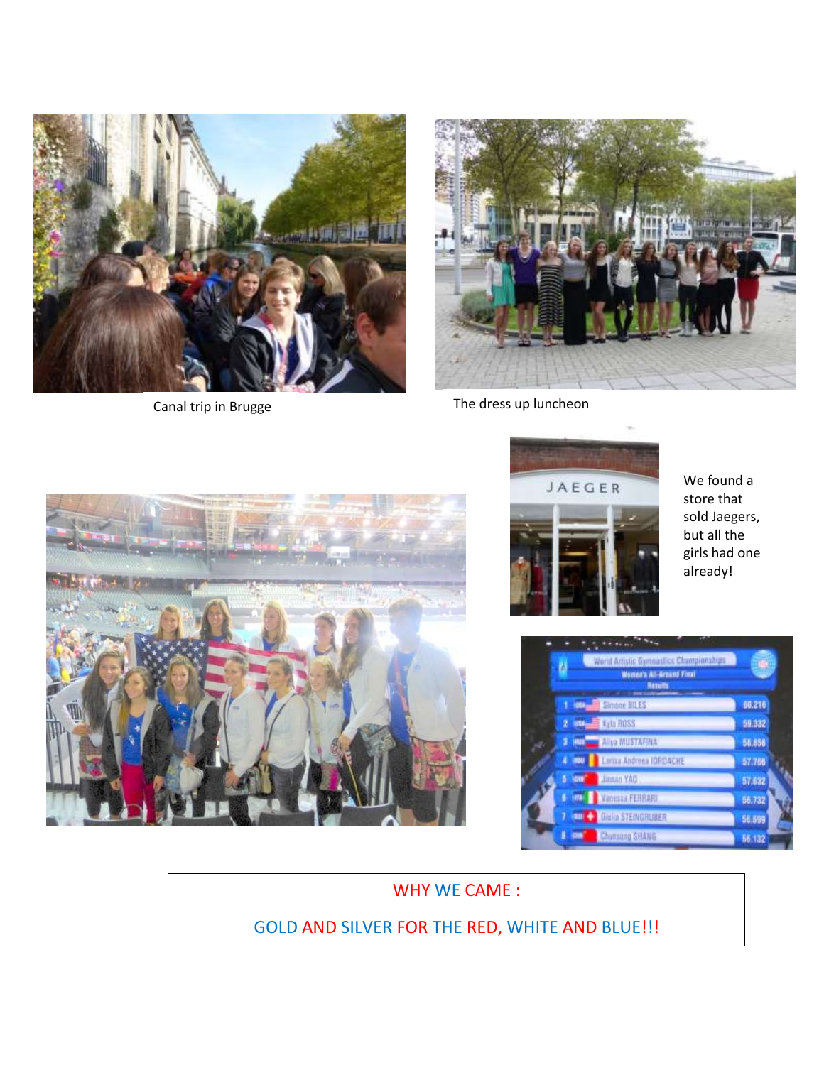Canal trip in Brugge

The dress up luncheon

We found a store that sold Jaegers, but all the girls had one already!

WHY WE CAME :

GOLD AND SILVER FOR THE RED, WHITE AND BLUE!!!